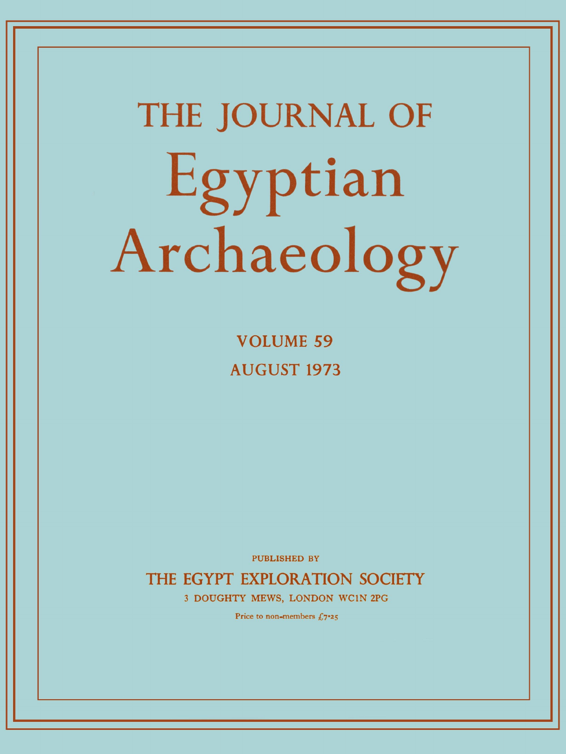# THE JOURNAL OF Egyptian Archaeology

VOLUME 59

AUGUST 1973

PUBLISHED BY

THE EGYPT EXPLORATION SOCIETY

3 DOUGHTY MEWS, LONDON WC1N 2PG

Price to non-members £7·25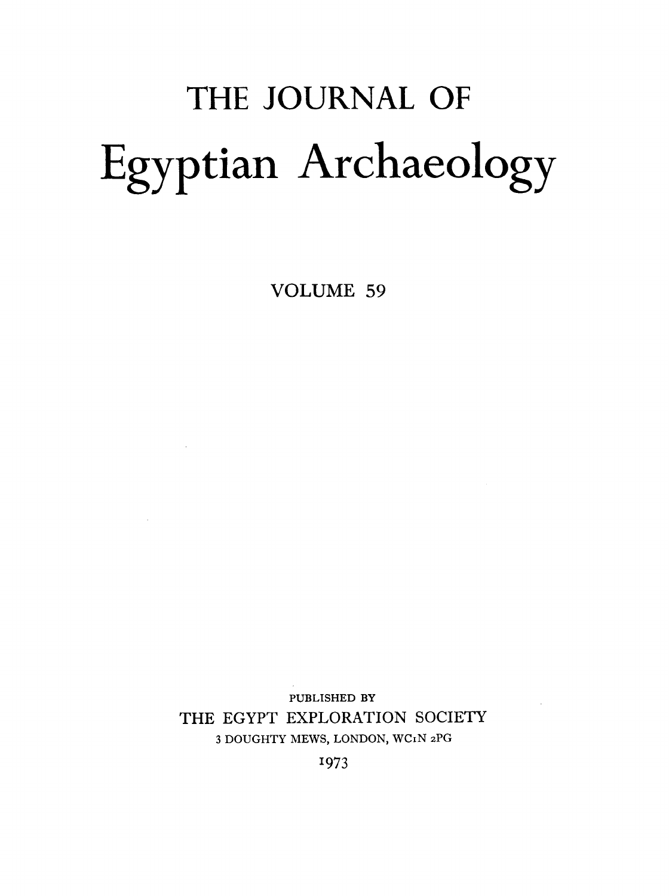# THE JOURNAL OF

# Egyptian Archaeology

VOLUME 59

PUBLISHED BY

THE EGYPT EXPLORATION SOCIETY

3 DOUGHTY MEWS, LONDON, WC1N 2PG

1973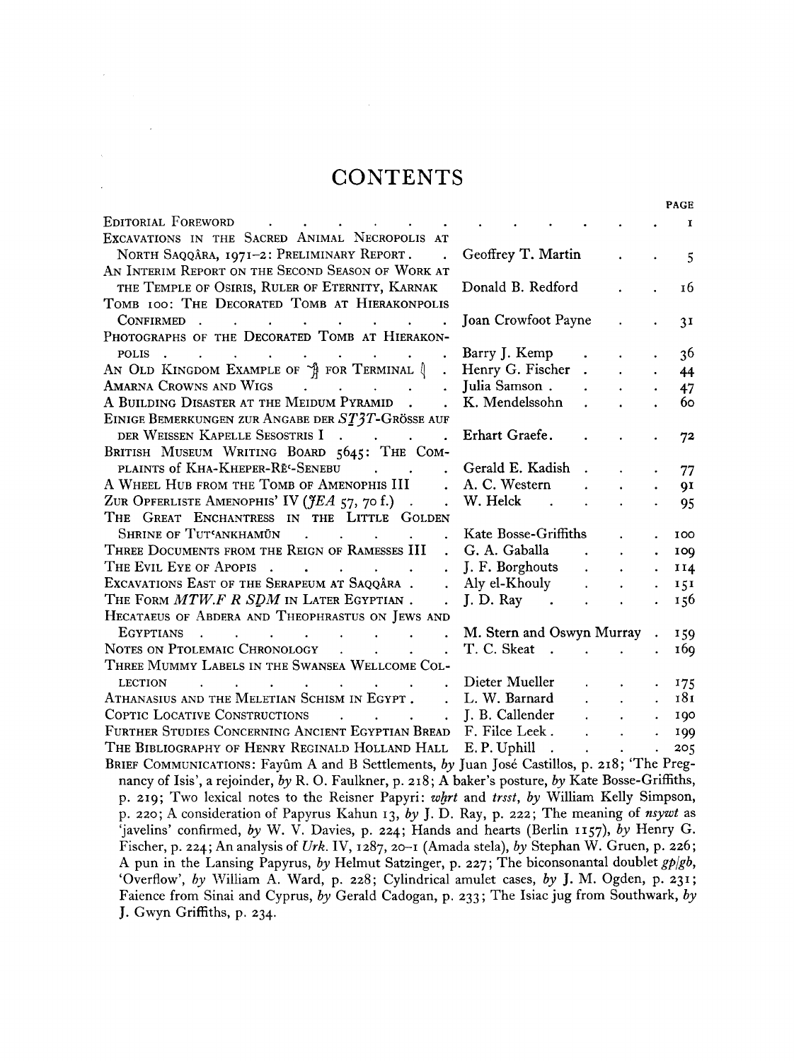# CONTENTS

| | | PAGE |
|---|---|---|
| Editorial Foreword | | 1 |
| Excavations in the Sacred Animal Necropolis at North Saqqâra, 1971–2: Preliminary Report | Geoffrey T. Martin | 5 |
| An Interim Report on the Second Season of Work at the Temple of Osiris, Ruler of Eternity, Karnak | Donald B. Redford | 16 |
| Tomb 100: The Decorated Tomb at Hierakonpolis Confirmed | Joan Crowfoot Payne | 31 |
| Photographs of the Decorated Tomb at Hierakonpolis | Barry J. Kemp | 36 |
| An Old Kingdom Example of 𓆳 for Terminal 𓏲 | Henry G. Fischer | 44 |
| Amarna Crowns and Wigs | Julia Samson | 47 |
| A Building Disaster at the Meidum Pyramid | K. Mendelssohn | 60 |
| Einige Bemerkungen zur Angabe der *STꜢT*-Grösse auf der Weissen Kapelle Sesostris I | Erhart Graefe | 72 |
| British Museum Writing Board 5645: The Complaints of Kha-Kheper-Rēʿ-Senebu | Gerald E. Kadish | 77 |
| A Wheel Hub from the Tomb of Amenophis III | A. C. Western | 91 |
| Zur Opferliste Amenophis' IV (*JEA* 57, 70 f.) | W. Helck | 95 |
| The Great Enchantress in the Little Golden Shrine of Tutʿankhamūn | Kate Bosse-Griffiths | 100 |
| Three Documents from the Reign of Ramesses III | G. A. Gaballa | 109 |
| The Evil Eye of Apopis | J. F. Borghouts | 114 |
| Excavations East of the Serapeum at Saqqâra | Aly el-Khouly | 151 |
| The Form *MTW.F R SḎM* in Later Egyptian | J. D. Ray | 156 |
| Hecataeus of Abdera and Theophrastus on Jews and Egyptians | M. Stern and Oswyn Murray | 159 |
| Notes on Ptolemaic Chronology | T. C. Skeat | 169 |
| Three Mummy Labels in the Swansea Wellcome Collection | Dieter Mueller | 175 |
| Athanasius and the Meletian Schism in Egypt | L. W. Barnard | 181 |
| Coptic Locative Constructions | J. B. Callender | 190 |
| Further Studies Concerning Ancient Egyptian Bread | F. Filce Leek | 199 |
| The Bibliography of Henry Reginald Holland Hall | E. P. Uphill | 205 |

Brief Communications: Fayûm A and B Settlements, *by* Juan José Castillos, p. 218; 'The Pregnancy of Isis', a rejoinder, *by* R. O. Faulkner, p. 218; A baker's posture, *by* Kate Bosse-Griffiths, p. 219; Two lexical notes to the Reisner Papyri: *wḫrt* and *trsst*, *by* William Kelly Simpson, p. 220; A consideration of Papyrus Kahun 13, *by* J. D. Ray, p. 222; The meaning of *nsywt* as 'javelins' confirmed, *by* W. V. Davies, p. 224; Hands and hearts (Berlin 1157), *by* Henry G. Fischer, p. 224; An analysis of *Urk.* IV, 1287, 20–1 (Amada stela), *by* Stephan W. Gruen, p. 226; A pun in the Lansing Papyrus, *by* Helmut Satzinger, p. 227; The biconsonantal doublet *gp/gb*, 'Overflow', *by* William A. Ward, p. 228; Cylindrical amulet cases, *by* J. M. Ogden, p. 231; Faience from Sinai and Cyprus, *by* Gerald Cadogan, p. 233; The Isiac jug from Southwark, *by* J. Gwyn Griffiths, p. 234.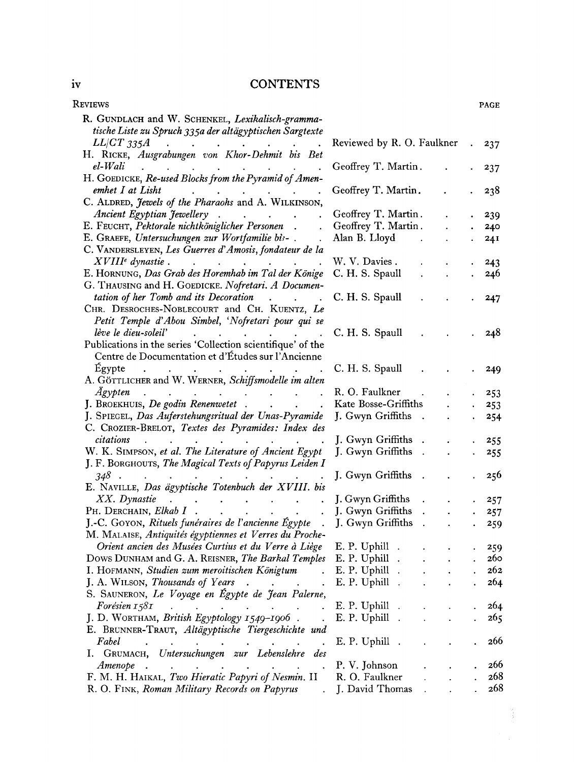# CONTENTS

## REVIEWS

| | | PAGE |
|---|---|---|
| R. GUNDLACH and W. SCHENKEL, *Lexikalisch-grammatische Liste zu Spruch 335a der altägyptischen Sargtexte LL/CT 335A* | Reviewed by R. O. Faulkner | 237 |
| H. RICKE, *Ausgrabungen von Khor-Dehmit bis Bet el-Wali* | Geoffrey T. Martin | 237 |
| H. GOEDICKE, *Re-used Blocks from the Pyramid of Amenemhet I at Lisht* | Geoffrey T. Martin | 238 |
| C. ALDRED, *Jewels of the Pharaohs* and A. WILKINSON, *Ancient Egyptian Jewellery* | Geoffrey T. Martin | 239 |
| E. FEUCHT, *Pektorale nichtköniglicher Personen* | Geoffrey T. Martin | 240 |
| E. GRAEFE, *Untersuchungen zur Wortfamilie bi3-* | Alan B. Lloyd | 241 |
| C. VANDERSLEYEN, *Les Guerres d'Amosis, fondateur de la XVIIIe dynastie* | W. V. Davies | 243 |
| E. HORNUNG, *Das Grab des Horemhab im Tal der Könige* | C. H. S. Spaull | 246 |
| G. THAUSING and H. GOEDICKE. *Nofretari. A Documentation of her Tomb and its Decoration* | C. H. S. Spaull | 247 |
| CHR. DESROCHES-NOBLECOURT and CH. KUENTZ, *Le Petit Temple d'Abou Simbel, 'Nofretari pour qui se lève le dieu-soleil'* | C. H. S. Spaull | 248 |
| Publications in the series 'Collection scientifique' of the Centre de Documentation et d'Études sur l'Ancienne Égypte | C. H. S. Spaull | 249 |
| A. GÖTTLICHER and W. WERNER, *Schiffsmodelle im alten Ägypten* | R. O. Faulkner | 253 |
| J. BROEKHUIS, *De godin Renenwetet* | Kate Bosse-Griffiths | 253 |
| J. SPIEGEL, *Das Auferstehungsritual der Unas-Pyramide* | J. Gwyn Griffiths | 254 |
| C. CROZIER-BRELOT, *Textes des Pyramides: Index des citations* | J. Gwyn Griffiths | 255 |
| W. K. SIMPSON, *et al. The Literature of Ancient Egypt* | J. Gwyn Griffiths | 255 |
| J. F. BORGHOUTS, *The Magical Texts of Papyrus Leiden I 348* | J. Gwyn Griffiths | 256 |
| E. NAVILLE, *Das ägyptische Totenbuch der XVIII. bis XX. Dynastie* | J. Gwyn Griffiths | 257 |
| PH. DERCHAIN, *Elkab I* | J. Gwyn Griffiths | 257 |
| J.-C. GOYON, *Rituels funéraires de l'ancienne Égypte* | J. Gwyn Griffiths | 259 |
| M. MALAISE, *Antiquités égyptiennes et Verres du Proche-Orient ancien des Musées Curtius et du Verre à Liège* | E. P. Uphill | 259 |
| DOWS DUNHAM and G. A. REISNER, *The Barkal Temples* | E. P. Uphill | 260 |
| I. HOFMANN, *Studien zum meroitischen Königtum* | E. P. Uphill | 262 |
| J. A. WILSON, *Thousands of Years* | E. P. Uphill | 264 |
| S. SAUNERON, *Le Voyage en Égypte de Jean Palerne, Forésien 1581* | E. P. Uphill | 264 |
| J. D. WORTHAM, *British Egyptology 1549–1906* | E. P. Uphill | 265 |
| E. BRUNNER-TRAUT, *Altägyptische Tiergeschichte und Fabel* | E. P. Uphill | 266 |
| I. GRUMACH, *Untersuchungen zur Lebenslehre des Amenope* | P. V. Johnson | 266 |
| F. M. H. HAIKAL, *Two Hieratic Papyri of Nesmin.* II | R. O. Faulkner | 268 |
| R. O. FINK, *Roman Military Records on Papyrus* | J. David Thomas | 268 |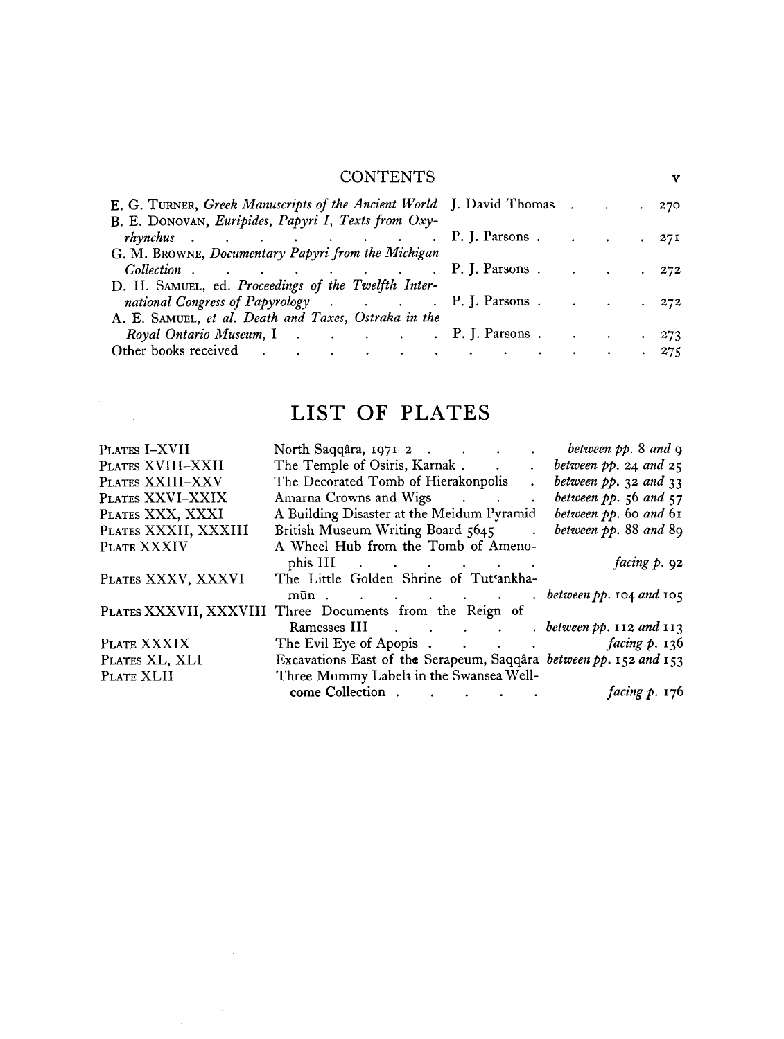## CONTENTS

| | | |
|---|---|---|
| E. G. Turner, *Greek Manuscripts of the Ancient World* | J. David Thomas | 270 |
| B. E. Donovan, *Euripides, Papyri I, Texts from Oxyrhynchus* | P. J. Parsons | 271 |
| G. M. Browne, *Documentary Papyri from the Michigan Collection* | P. J. Parsons | 272 |
| D. H. Samuel, ed. *Proceedings of the Twelfth International Congress of Papyrology* | P. J. Parsons | 272 |
| A. E. Samuel, *et al. Death and Taxes, Ostraka in the Royal Ontario Museum*, I | P. J. Parsons | 273 |
| Other books received | | 275 |

# LIST OF PLATES

| | | |
|---|---|---|
| Plates I–XVII | North Saqqâra, 1971–2 | *between pp.* 8 *and* 9 |
| Plates XVIII–XXII | The Temple of Osiris, Karnak | *between pp.* 24 *and* 25 |
| Plates XXIII–XXV | The Decorated Tomb of Hierakonpolis | *between pp.* 32 *and* 33 |
| Plates XXVI–XXIX | Amarna Crowns and Wigs | *between pp.* 56 *and* 57 |
| Plates XXX, XXXI | A Building Disaster at the Meidum Pyramid | *between pp.* 60 *and* 61 |
| Plates XXXII, XXXIII | British Museum Writing Board 5645 | *between pp.* 88 *and* 89 |
| Plate XXXIV | A Wheel Hub from the Tomb of Amenophis III | *facing p.* 92 |
| Plates XXXV, XXXVI | The Little Golden Shrine of Tutʿankhamūn | *between pp.* 104 *and* 105 |
| Plates XXXVII, XXXVIII | Three Documents from the Reign of Ramesses III | *between pp.* 112 *and* 113 |
| Plate XXXIX | The Evil Eye of Apopis | *facing p.* 136 |
| Plates XL, XLI | Excavations East of the Serapeum, Saqqâra | *between pp.* 152 *and* 153 |
| Plate XLII | Three Mummy Labels in the Swansea Wellcome Collection | *facing p.* 176 |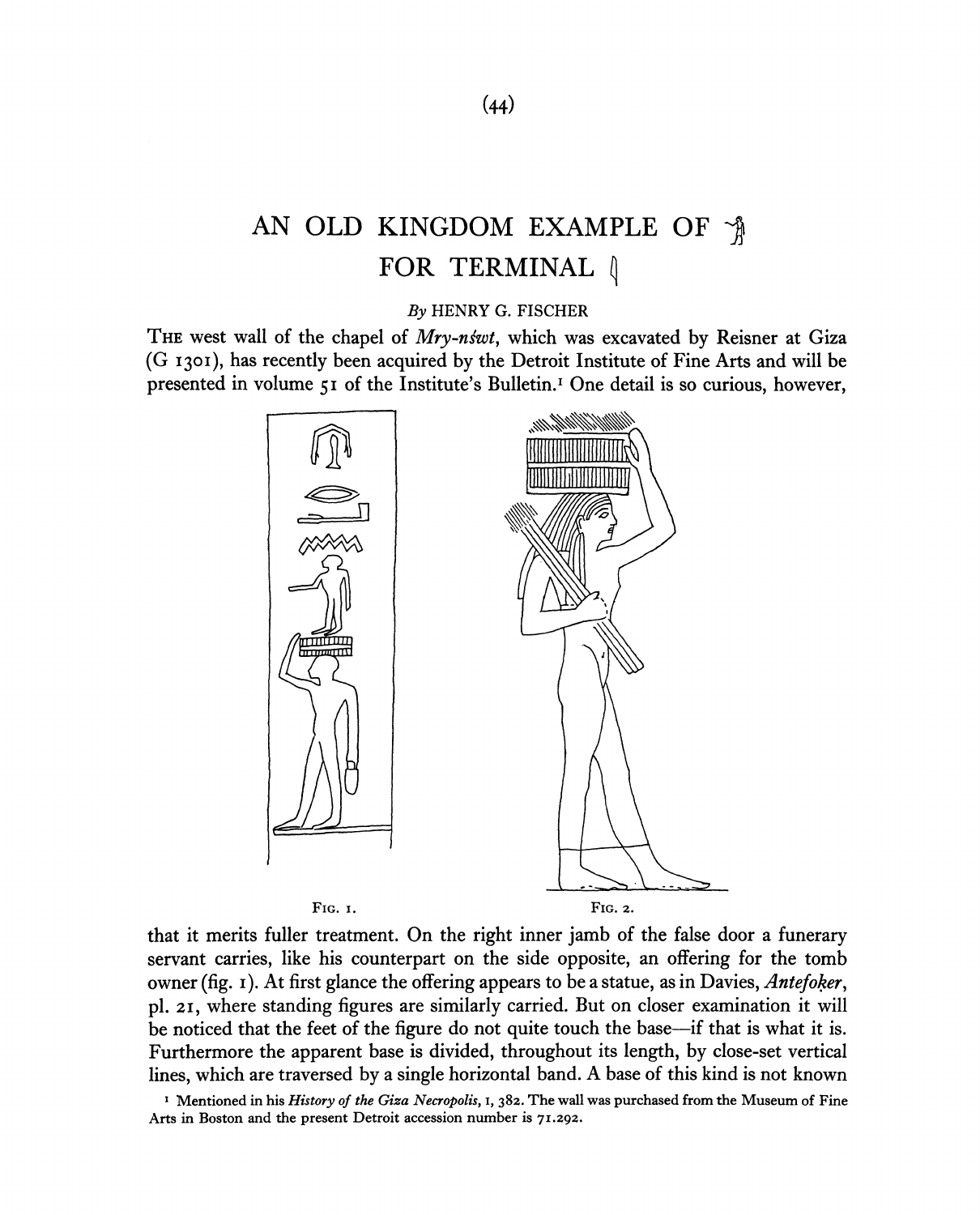# AN OLD KINGDOM EXAMPLE OF 𓀀 FOR TERMINAL 𓇋

By HENRY G. FISCHER

THE west wall of the chapel of *Mry-nśwt*, which was excavated by Reisner at Giza (G 1301), has recently been acquired by the Detroit Institute of Fine Arts and will be presented in volume 51 of the Institute's Bulletin.[1] One detail is so curious, however,

FIG. 1.

FIG. 2.

that it merits fuller treatment. On the right inner jamb of the false door a funerary servant carries, like his counterpart on the side opposite, an offering for the tomb owner (fig. 1). At first glance the offering appears to be a statue, as in Davies, *Antefoḳer*, pl. 21, where standing figures are similarly carried. But on closer examination it will be noticed that the feet of the figure do not quite touch the base—if that is what it is. Furthermore the apparent base is divided, throughout its length, by close-set vertical lines, which are traversed by a single horizontal band. A base of this kind is not known

[1] Mentioned in his *History of the Giza Necropolis*, I, 382. The wall was purchased from the Museum of Fine Arts in Boston and the present Detroit accession number is 71.292.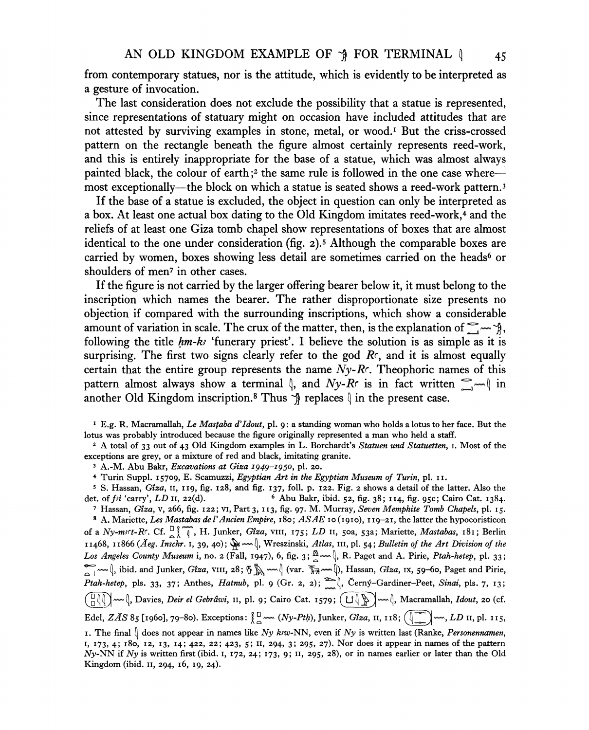from contemporary statues, nor is the attitude, which is evidently to be interpreted as a gesture of invocation.

The last consideration does not exclude the possibility that a statue is represented, since representations of statuary might on occasion have included attitudes that are not attested by surviving examples in stone, metal, or wood.[1] But the criss-crossed pattern on the rectangle beneath the figure almost certainly represents reed-work, and this is entirely inappropriate for the base of a statue, which was almost always painted black, the colour of earth;[2] the same rule is followed in the one case where—most exceptionally—the block on which a statue is seated shows a reed-work pattern.[3]

If the base of a statue is excluded, the object in question can only be interpreted as a box. At least one actual box dating to the Old Kingdom imitates reed-work,[4] and the reliefs of at least one Giza tomb chapel show representations of boxes that are almost identical to the one under consideration (fig. 2).[5] Although the comparable boxes are carried by women, boxes showing less detail are sometimes carried on the heads[6] or shoulders of men[7] in other cases.

If the figure is not carried by the larger offering bearer below it, it must belong to the inscription which names the bearer. The rather disproportionate size presents no objection if compared with the surrounding inscriptions, which show a considerable amount of variation in scale. The crux of the matter, then, is the explanation of [hieroglyphs], following the title *ḥm-kꜣ* 'funerary priest'. I believe the solution is as simple as it is surprising. The first two signs clearly refer to the god *Rꜥ*, and it is almost equally certain that the entire group represents the name *Ny-Rꜥ*. Theophoric names of this pattern almost always show a terminal [hieroglyph], and *Ny-Rꜥ* is in fact written [hieroglyphs] in another Old Kingdom inscription.[8] Thus [hieroglyph] replaces [hieroglyph] in the present case.

---

[1] E.g. R. Macramallah, *Le Mastaba d'Idout*, pl. 9: a standing woman who holds a lotus to her face. But the lotus was probably introduced because the figure originally represented a man who held a staff.

[2] A total of 33 out of 43 Old Kingdom examples in L. Borchardt's *Statuen und Statuetten*, I. Most of the exceptions are grey, or a mixture of red and black, imitating granite.

[3] A.-M. Abu Bakr, *Excavations at Giza 1949–1950*, pl. 20.

[4] Turin Suppl. 15709, E. Scamuzzi, *Egyptian Art in the Egyptian Museum of Turin*, pl. 11.

[5] S. Hassan, *Gîza*, II, 119, fig. 128, and fig. 137, foll. p. 122. Fig. 2 shows a detail of the latter. Also the det. of *fꜣi* 'carry', *LD* II, 22(d).

[6] Abu Bakr, ibid. 52, fig. 38; 114, fig. 95c; Cairo Cat. 1384.

[7] Hassan, *Gîza*, V, 266, fig. 122; VI, Part 3, 113, fig. 97. M. Murray, *Seven Memphite Tomb Chapels*, pl. 15.

[8] A. Mariette, *Les Mastabas de l'Ancien Empire*, 180; *ASAE* 10 (1910), 119–21, the latter the hypocoristicon of a *Ny-mꜣꜥt-Rꜥ*. Cf. [hieroglyphs], H. Junker, *Gîza*, VIII, 175; *LD* II, 50a, 53a; Mariette, *Mastabas*, 181; Berlin 11468, 11866 (*Äeg. Inschr.* I, 39, 40); [hieroglyphs], Wreszinski, *Atlas*, III, pl. 54; *Bulletin of the Art Division of the Los Angeles County Museum* i, no. 2 (Fall, 1947), 6, fig. 3; [hieroglyphs], R. Paget and A. Pirie, *Ptah-hetep*, pl. 33; [hieroglyphs], ibid. and Junker, *Gîza*, VIII, 28; [hieroglyphs] (var. [hieroglyphs]), Hassan, *Gîza*, IX, 59–60, Paget and Pirie, *Ptah-hetep*, pls. 33, 37; Anthes, *Hatnub*, pl. 9 (Gr. 2, 2); [hieroglyphs], Černý–Gardiner–Peet, *Sinai*, pls. 7, 13; [hieroglyphs], Davies, *Deir el Gebrâwi*, II, pl. 9; Cairo Cat. 1579; [hieroglyphs], Macramallah, *Idout*, 20 (cf. Edel, *ZÄS* 85 [1960], 79–80). Exceptions: [hieroglyphs] (*Ny-Ptḥ*), Junker, *Gîza*, II, 118; [hieroglyphs], *LD* II, pl. 115, I. The final [hieroglyph] does not appear in names like *Ny kꜣw*-NN, even if *Ny* is written last (Ranke, *Personennamen*, I, 173, 4; 180, 12, 13, 14; 422, 22; 423, 5; II, 294, 3; 295, 27). Nor does it appear in names of the pattern *Ny*-NN if *Ny* is written first (ibid. I, 172, 24; 173, 9; II, 295, 28), or in names earlier or later than the Old Kingdom (ibid. II, 294, 16, 19, 24).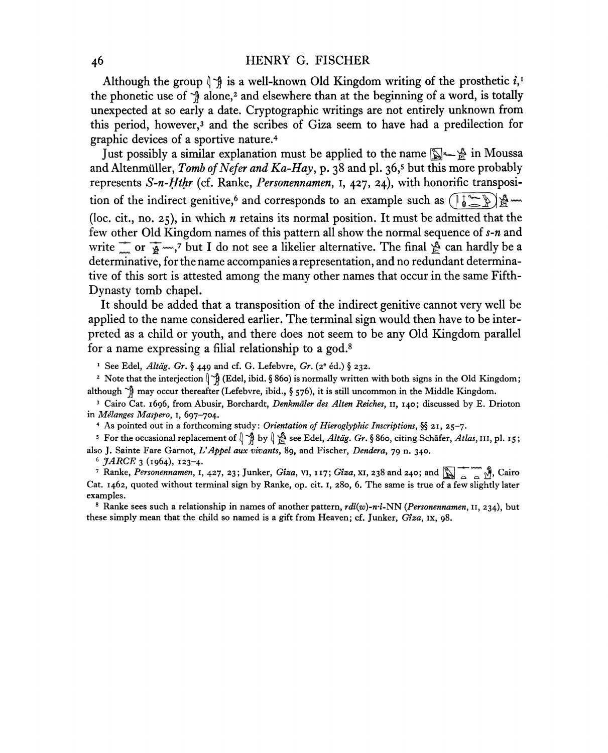Although the group [hieroglyphs] is a well-known Old Kingdom writing of the prosthetic *ỉ*,[1] the phonetic use of [hieroglyph] alone,[2] and elsewhere than at the beginning of a word, is totally unexpected at so early a date. Cryptographic writings are not entirely unknown from this period, however,[3] and the scribes of Giza seem to have had a predilection for graphic devices of a sportive nature.[4]

Just possibly a similar explanation must be applied to the name [hieroglyphs] in Moussa and Altenmüller, *Tomb of Nefer and Ka-Hay*, p. 38 and pl. 36,[5] but this more probably represents *S-n-Ḥtḥr* (cf. Ranke, *Personennamen*, I, 427, 24), with honorific transposition of the indirect genitive,[6] and corresponds to an example such as [hieroglyphs] (loc. cit., no. 25), in which *n* retains its normal position. It must be admitted that the few other Old Kingdom names of this pattern all show the normal sequence of *s-n* and write [hieroglyphs] or [hieroglyphs],[7] but I do not see a likelier alternative. The final [hieroglyph] can hardly be a determinative, for the name accompanies a representation, and no redundant determinative of this sort is attested among the many other names that occur in the same Fifth-Dynasty tomb chapel.

It should be added that a transposition of the indirect genitive cannot very well be applied to the name considered earlier. The terminal sign would then have to be interpreted as a child or youth, and there does not seem to be any Old Kingdom parallel for a name expressing a filial relationship to a god.[8]

[1] See Edel, *Altäg. Gr.* § 449 and cf. G. Lefebvre, *Gr.* (2e éd.) § 232.

[2] Note that the interjection [hieroglyphs] (Edel, ibid. § 860) is normally written with both signs in the Old Kingdom; although [hieroglyph] may occur thereafter (Lefebvre, ibid., § 576), it is still uncommon in the Middle Kingdom.

[3] Cairo Cat. 1696, from Abusir, Borchardt, *Denkmäler des Alten Reiches*, II, 140; discussed by E. Drioton in *Mélanges Maspero*, I, 697–704.

[4] As pointed out in a forthcoming study: *Orientation of Hieroglyphic Inscriptions*, §§ 21, 25–7.

[5] For the occasional replacement of [hieroglyphs] by [hieroglyphs] see Edel, *Altäg. Gr.* § 860, citing Schäfer, *Atlas*, III, pl. 15; also J. Sainte Fare Garnot, *L'Appel aux vivants*, 89, and Fischer, *Dendera*, 79 n. 340.

[6] *JARCE* 3 (1964), 123–4.

[7] Ranke, *Personennamen*, I, 427, 23; Junker, *Gîza*, VI, 117; *Gîza*, XI, 238 and 240; and [hieroglyphs], Cairo Cat. 1462, quoted without terminal sign by Ranke, op. cit. I, 280, 6. The same is true of a few slightly later examples.

[8] Ranke sees such a relationship in names of another pattern, *rdỉ(w)-n·ỉ*-NN (*Personennamen*, II, 234), but these simply mean that the child so named is a gift from Heaven; cf. Junker, *Gîza*, IX, 98.